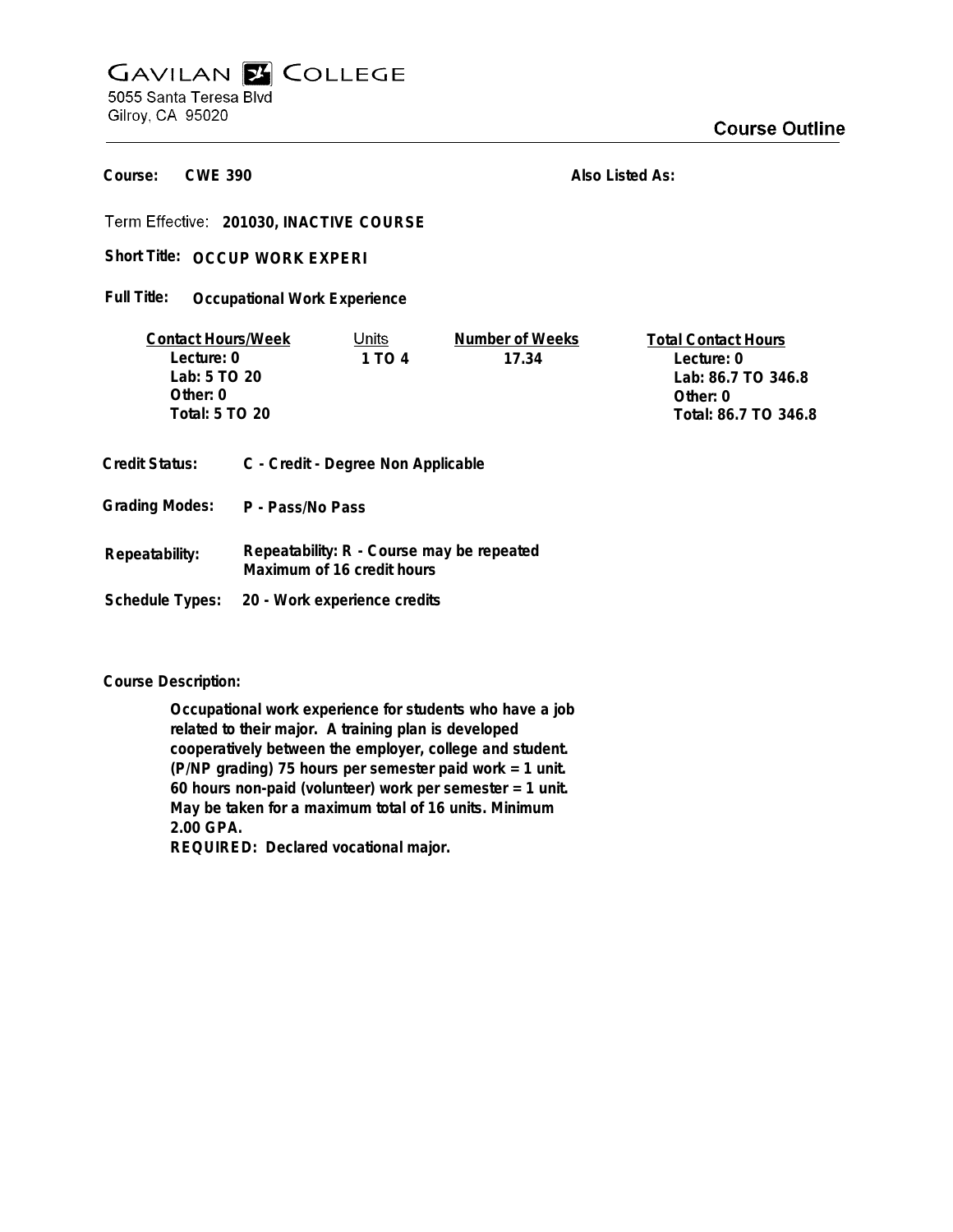# GAVILAN COLLEGE

5055 Santa Teresa Blvd
Gilroy, CA 95020

## Course Outline

**Course:** CWE 390

**Also Listed As:**

**Term Effective:** 201030, INACTIVE COURSE

**Short Title:** OCCUP WORK EXPERI

**Full Title:** Occupational Work Experience

| Contact Hours/Week | Units | Number of Weeks | Total Contact Hours |
|---|---|---|---|
| Lecture: 0 | 1 TO 4 | 17.34 | Lecture: 0 |
| Lab: 5 TO 20 | | | Lab: 86.7 TO 346.8 |
| Other: 0 | | | Other: 0 |
| Total: 5 TO 20 | | | Total: 86.7 TO 346.8 |

**Credit Status:** C - Credit - Degree Non Applicable

**Grading Modes:** P - Pass/No Pass

**Repeatability:** Repeatability: R - Course may be repeated
Maximum of 16 credit hours

**Schedule Types:** 20 - Work experience credits

**Course Description:**

Occupational work experience for students who have a job related to their major. A training plan is developed cooperatively between the employer, college and student. (P/NP grading) 75 hours per semester paid work = 1 unit. 60 hours non-paid (volunteer) work per semester = 1 unit. May be taken for a maximum total of 16 units. Minimum 2.00 GPA.
REQUIRED: Declared vocational major.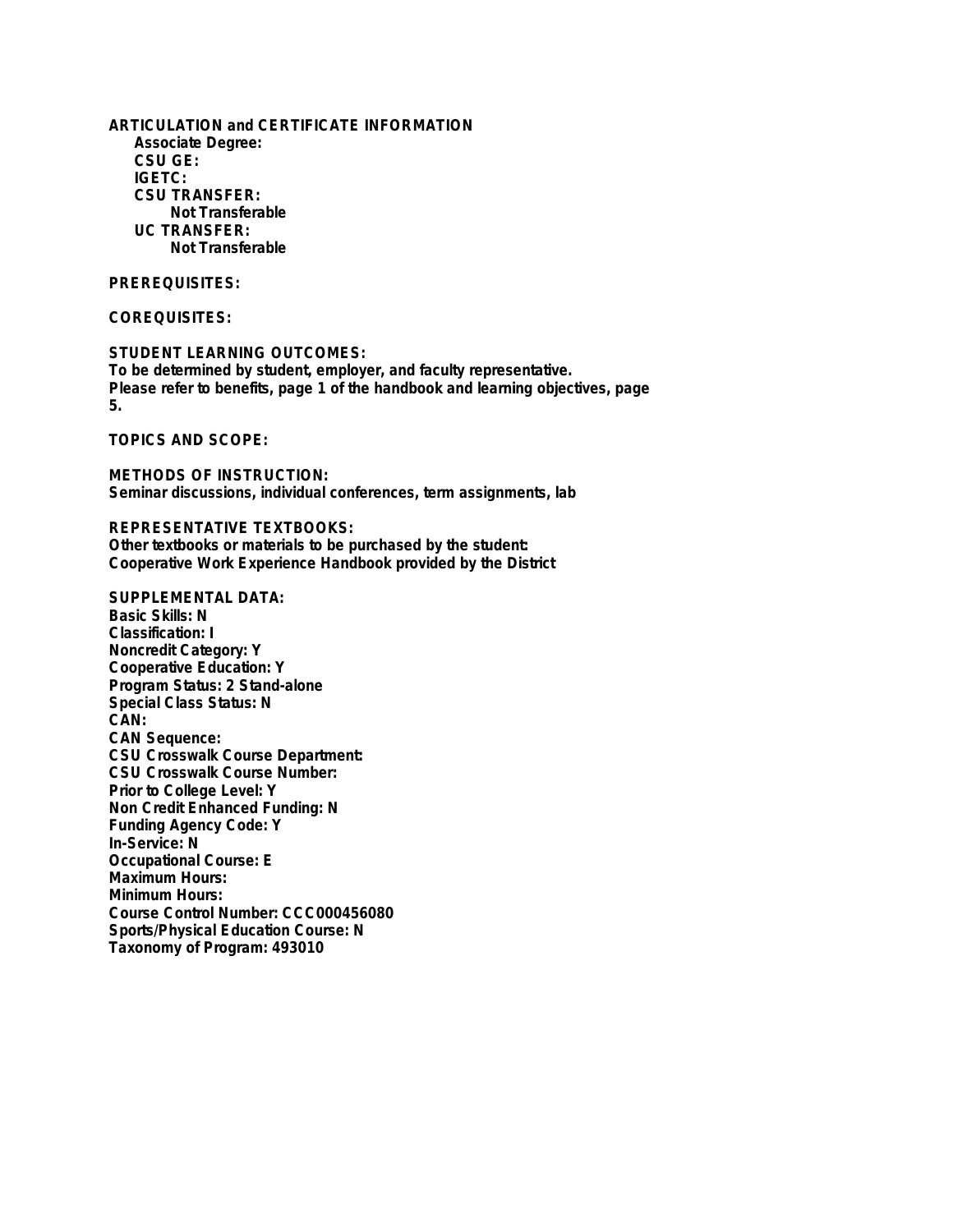**ARTICULATION and CERTIFICATE INFORMATION**

**Associate Degree:**

**CSU GE:**

**IGETC:**

**CSU TRANSFER:**

**Not Transferable**

**UC TRANSFER:**

**Not Transferable**

**PREREQUISITES:**

**COREQUISITES:**

**STUDENT LEARNING OUTCOMES:**

**To be determined by student, employer, and faculty representative.**
**Please refer to benefits, page 1 of the handbook and learning objectives, page 5.**

**TOPICS AND SCOPE:**

**METHODS OF INSTRUCTION:**

**Seminar discussions, individual conferences, term assignments, lab**

**REPRESENTATIVE TEXTBOOKS:**

**Other textbooks or materials to be purchased by the student:**
**Cooperative Work Experience Handbook provided by the District**

**SUPPLEMENTAL DATA:**

**Basic Skills: N**
**Classification: I**
**Noncredit Category: Y**
**Cooperative Education: Y**
**Program Status: 2 Stand-alone**
**Special Class Status: N**
**CAN:**
**CAN Sequence:**
**CSU Crosswalk Course Department:**
**CSU Crosswalk Course Number:**
**Prior to College Level: Y**
**Non Credit Enhanced Funding: N**
**Funding Agency Code: Y**
**In-Service: N**
**Occupational Course: E**
**Maximum Hours:**
**Minimum Hours:**
**Course Control Number: CCC000456080**
**Sports/Physical Education Course: N**
**Taxonomy of Program: 493010**